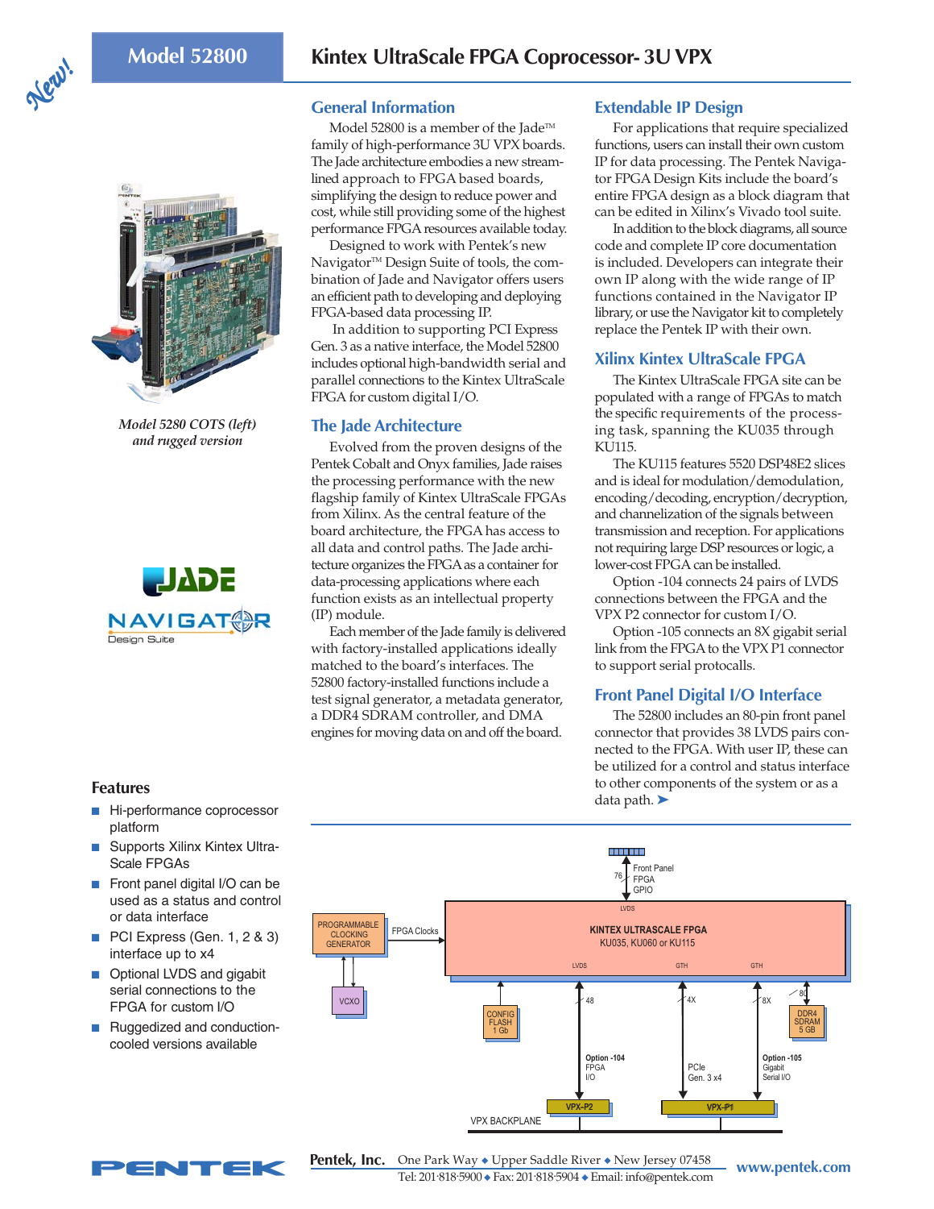New!

# Model 52800 Kintex UltraScale FPGA Coprocessor- 3U VPX

*Model 5280 COTS (left) and rugged version*

JADE NAVIGATOR Design Suite

## Features

- Hi-performance coprocessor platform
- Supports Xilinx Kintex UltraScale FPGAs
- Front panel digital I/O can be used as a status and control or data interface
- PCI Express (Gen. 1, 2 & 3) interface up to x4
- Optional LVDS and gigabit serial connections to the FPGA for custom I/O
- Ruggedized and conduction-cooled versions available

## General Information

Model 52800 is a member of the Jade™ family of high-performance 3U VPX boards. The Jade architecture embodies a new streamlined approach to FPGA based boards, simplifying the design to reduce power and cost, while still providing some of the highest performance FPGA resources available today.

Designed to work with Pentek's new Navigator™ Design Suite of tools, the combination of Jade and Navigator offers users an efficient path to developing and deploying FPGA-based data processing IP.

In addition to supporting PCI Express Gen. 3 as a native interface, the Model 52800 includes optional high-bandwidth serial and parallel connections to the Kintex UltraScale FPGA for custom digital I/O.

## The Jade Architecture

Evolved from the proven designs of the Pentek Cobalt and Onyx families, Jade raises the processing performance with the new flagship family of Kintex UltraScale FPGAs from Xilinx. As the central feature of the board architecture, the FPGA has access to all data and control paths. The Jade architecture organizes the FPGA as a container for data-processing applications where each function exists as an intellectual property (IP) module.

Each member of the Jade family is delivered with factory-installed applications ideally matched to the board's interfaces. The 52800 factory-installed functions include a test signal generator, a metadata generator, a DDR4 SDRAM controller, and DMA engines for moving data on and off the board.

## Extendable IP Design

For applications that require specialized functions, users can install their own custom IP for data processing. The Pentek Navigator FPGA Design Kits include the board's entire FPGA design as a block diagram that can be edited in Xilinx's Vivado tool suite.

In addition to the block diagrams, all source code and complete IP core documentation is included. Developers can integrate their own IP along with the wide range of IP functions contained in the Navigator IP library, or use the Navigator kit to completely replace the Pentek IP with their own.

## Xilinx Kintex UltraScale FPGA

The Kintex UltraScale FPGA site can be populated with a range of FPGAs to match the specific requirements of the processing task, spanning the KU035 through KU115.

The KU115 features 5520 DSP48E2 slices and is ideal for modulation/demodulation, encoding/decoding, encryption/decryption, and channelization of the signals between transmission and reception. For applications not requiring large DSP resources or logic, a lower-cost FPGA can be installed.

Option -104 connects 24 pairs of LVDS connections between the FPGA and the VPX P2 connector for custom I/O.

Option -105 connects an 8X gigabit serial link from the FPGA to the VPX P1 connector to support serial protocalls.

## Front Panel Digital I/O Interface

The 52800 includes an 80-pin front panel connector that provides 38 LVDS pairs connected to the FPGA. With user IP, these can be utilized for a control and status interface to other components of the system or as a data path. ➤

Front Panel FPGA GPIO (76, LVDS) — PROGRAMMABLE CLOCKING GENERATOR — FPGA Clocks — KINTEX ULTRASCALE FPGA KU035, KU060 or KU115 — VCXO — CONFIG FLASH 1 Gb — LVDS 48: Option -104 FPGA I/O — GTH 4X: PCIe Gen. 3 x4 — GTH 8X: Option -105 Gigabit Serial I/O — 80: DDR4 SDRAM 5 GB — VPX-P2 — VPX-P1 — VPX BACKPLANE

Pentek, Inc. One Park Way ◆ Upper Saddle River ◆ New Jersey 07458
Tel: 201·818·5900 ◆ Fax: 201·818·5904 ◆ Email: info@pentek.com
www.pentek.com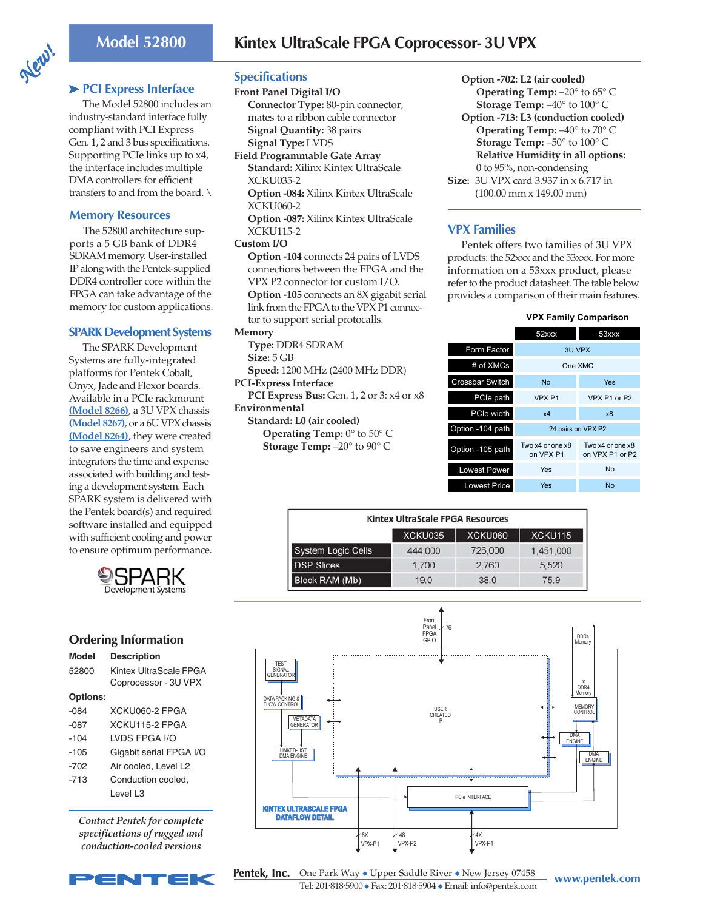# Model 52800

## Kintex UltraScale FPGA Coprocessor- 3U VPX

### ➤ PCI Express Interface

The Model 52800 includes an industry-standard interface fully compliant with PCI Express Gen. 1, 2 and 3 bus specifications. Supporting PCIe links up to x4, the interface includes multiple DMA controllers for efficient transfers to and from the board. \

### Memory Resources

The 52800 architecture supports a 5 GB bank of DDR4 SDRAM memory. User-installed IP along with the Pentek-supplied DDR4 controller core within the FPGA can take advantage of the memory for custom applications.

### SPARK Development Systems

The SPARK Development Systems are fully-integrated platforms for Pentek Cobalt, Onyx, Jade and Flexor boards. Available in a PCIe rackmount (Model 8266), a 3U VPX chassis (Model 8267), or a 6U VPX chassis (Model 8264), they were created to save engineers and system integrators the time and expense associated with building and testing a development system. Each SPARK system is delivered with the Pentek board(s) and required software installed and equipped with sufficient cooling and power to ensure optimum performance.

SPARK Development Systems

## Ordering Information

| Model | Description |
|---|---|
| 52800 | Kintex UltraScale FPGA Coprocessor - 3U VPX |

**Options:**

| | |
|---|---|
| -084 | XCKU060-2 FPGA |
| -087 | XCKU115-2 FPGA |
| -104 | LVDS FPGA I/O |
| -105 | Gigabit serial FPGA I/O |
| -702 | Air cooled, Level L2 |
| -713 | Conduction cooled, Level L3 |

*Contact Pentek for complete specifications of rugged and conduction-cooled versions*

### Specifications

**Front Panel Digital I/O**

**Connector Type:** 80-pin connector, mates to a ribbon cable connector

**Signal Quantity:** 38 pairs

**Signal Type:** LVDS

**Field Programmable Gate Array**

**Standard:** Xilinx Kintex UltraScale XCKU035-2

**Option -084:** Xilinx Kintex UltraScale XCKU060-2

**Option -087:** Xilinx Kintex UltraScale XCKU115-2

**Custom I/O**

**Option -104** connects 24 pairs of LVDS connections between the FPGA and the VPX P2 connector for custom I/O.

**Option -105** connects an 8X gigabit serial link from the FPGA to the VPX P1 connector to support serial protocalls.

**Memory**

**Type:** DDR4 SDRAM

**Size:** 5 GB

**Speed:** 1200 MHz (2400 MHz DDR)

**PCI-Express Interface**

**PCI Express Bus:** Gen. 1, 2 or 3: x4 or x8

**Environmental**

**Standard: L0 (air cooled)**

**Operating Temp:** 0° to 50° C

**Storage Temp:** –20° to 90° C

**Option -702: L2 (air cooled)**

**Operating Temp:** –20° to 65° C

**Storage Temp:** –40° to 100° C

**Option -713: L3 (conduction cooled)**

**Operating Temp:** –40° to 70° C

**Storage Temp:** –50° to 100° C

**Relative Humidity in all options:** 0 to 95%, non-condensing

**Size:** 3U VPX card 3.937 in x 6.717 in (100.00 mm x 149.00 mm)

### VPX Families

Pentek offers two families of 3U VPX products: the 52xxx and the 53xxx. For more information on a 53xxx product, please refer to the product datasheet. The table below provides a comparison of their main features.

**VPX Family Comparison**

| | 52xxx | 53xxx |
|---|---|---|
| Form Factor | 3U VPX | |
| # of XMCs | One XMC | |
| Crossbar Switch | No | Yes |
| PCIe path | VPX P1 | VPX P1 or P2 |
| PCIe width | x4 | x8 |
| Option -104 path | 24 pairs on VPX P2 | |
| Option -105 path | Two x4 or one x8 on VPX P1 | Two x4 or one x8 on VPX P1 or P2 |
| Lowest Power | Yes | No |
| Lowest Price | Yes | No |

**Kintex UltraScale FPGA Resources**

| | XCKU035 | XCKU060 | XCKU115 |
|---|---|---|---|
| System Logic Cells | 444,000 | 726,000 | 1,451,000 |
| DSP Slices | 1,700 | 2,760 | 5,520 |
| Block RAM (Mb) | 19.0 | 38.0 | 75.9 |

Front Panel FPGA GPIO
76
DDR4 Memory
TEST SIGNAL GENERATOR
DATA PACKING & FLOW CONTROL
METADATA GENERATOR
LINKED-LIST DMA ENGINE
USER CREATED IP
to DDR4 Memory
MEMORY CONTROL
DMA ENGINE
DMA ENGINE
PCIe INTERFACE
KINTEX ULTRASCALE FPGA DATAFLOW DETAIL
8X VPX-P1
48 VPX-P2
4X VPX-P1

**Pentek, Inc.** One Park Way ◆ Upper Saddle River ◆ New Jersey 07458
Tel: 201·818·5900 ◆ Fax: 201·818·5904 ◆ Email: info@pentek.com
www.pentek.com